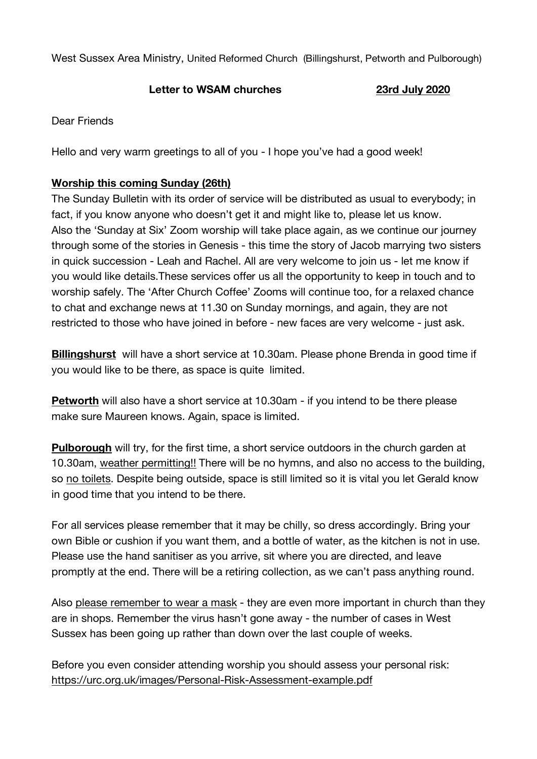West Sussex Area Ministry, United Reformed Church (Billingshurst, Petworth and Pulborough)

**Letter to WSAM churches** **23rd July 2020**

Dear Friends

Hello and very warm greetings to all of you - I hope you've had a good week!

**Worship this coming Sunday (26th)**

The Sunday Bulletin with its order of service will be distributed as usual to everybody; in fact, if you know anyone who doesn't get it and might like to, please let us know. Also the 'Sunday at Six' Zoom worship will take place again, as we continue our journey through some of the stories in Genesis - this time the story of Jacob marrying two sisters in quick succession - Leah and Rachel. All are very welcome to join us - let me know if you would like details.These services offer us all the opportunity to keep in touch and to worship safely. The 'After Church Coffee' Zooms will continue too, for a relaxed chance to chat and exchange news at 11.30 on Sunday mornings, and again, they are not restricted to those who have joined in before - new faces are very welcome - just ask.

**Billingshurst** will have a short service at 10.30am. Please phone Brenda in good time if you would like to be there, as space is quite limited.

**Petworth** will also have a short service at 10.30am - if you intend to be there please make sure Maureen knows. Again, space is limited.

**Pulborough** will try, for the first time, a short service outdoors in the church garden at 10.30am, weather permitting!! There will be no hymns, and also no access to the building, so no toilets. Despite being outside, space is still limited so it is vital you let Gerald know in good time that you intend to be there.

For all services please remember that it may be chilly, so dress accordingly. Bring your own Bible or cushion if you want them, and a bottle of water, as the kitchen is not in use. Please use the hand sanitiser as you arrive, sit where you are directed, and leave promptly at the end. There will be a retiring collection, as we can't pass anything round.

Also please remember to wear a mask - they are even more important in church than they are in shops. Remember the virus hasn't gone away - the number of cases in West Sussex has been going up rather than down over the last couple of weeks.

Before you even consider attending worship you should assess your personal risk: https://urc.org.uk/images/Personal-Risk-Assessment-example.pdf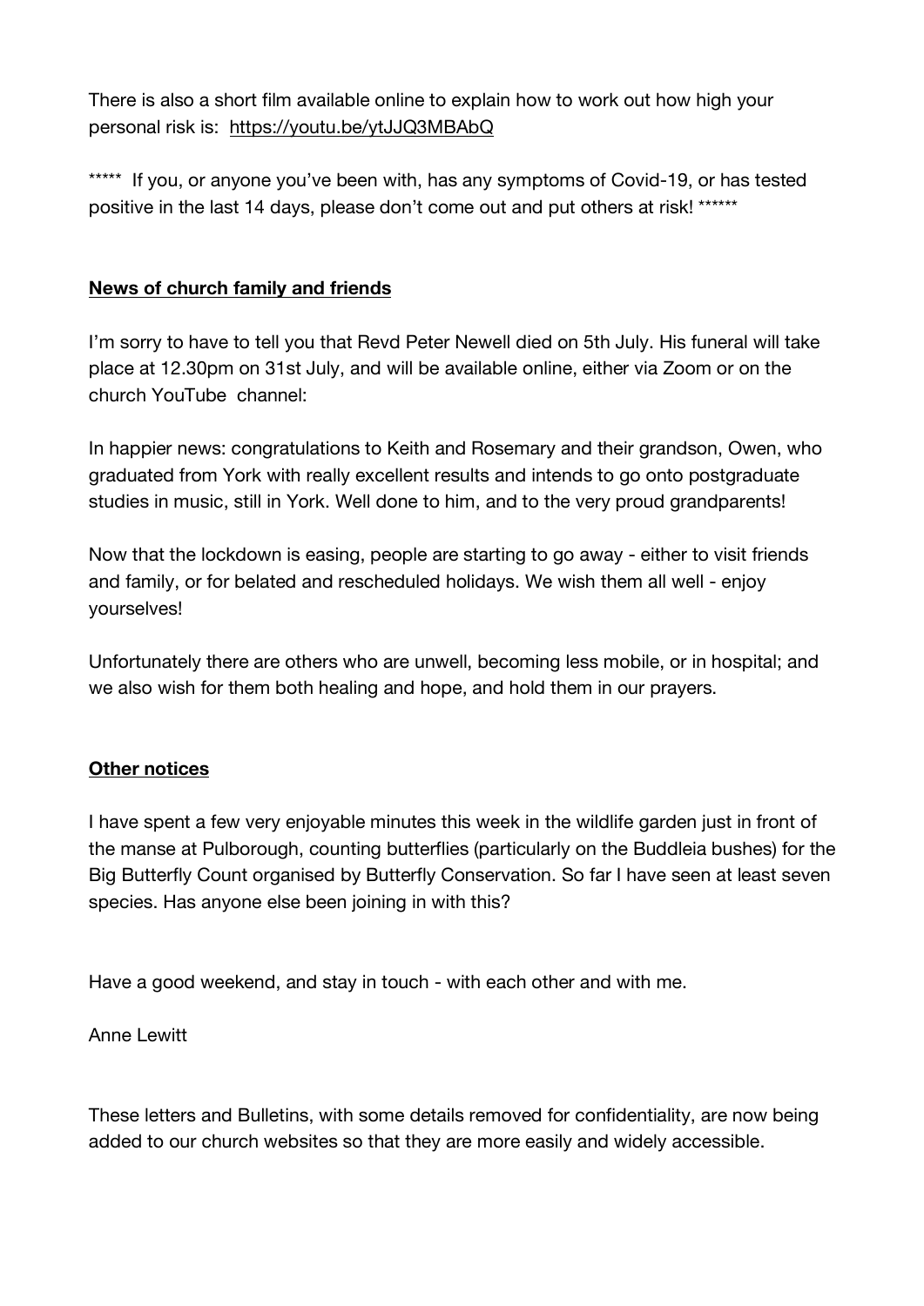There is also a short film available online to explain how to work out how high your personal risk is: https://youtu.be/ytJJQ3MBAbQ

***** If you, or anyone you've been with, has any symptoms of Covid-19, or has tested positive in the last 14 days, please don't come out and put others at risk! ******

## News of church family and friends

I'm sorry to have to tell you that Revd Peter Newell died on 5th July. His funeral will take place at 12.30pm on 31st July, and will be available online, either via Zoom or on the church YouTube channel:

In happier news: congratulations to Keith and Rosemary and their grandson, Owen, who graduated from York with really excellent results and intends to go onto postgraduate studies in music, still in York. Well done to him, and to the very proud grandparents!

Now that the lockdown is easing, people are starting to go away - either to visit friends and family, or for belated and rescheduled holidays. We wish them all well - enjoy yourselves!

Unfortunately there are others who are unwell, becoming less mobile, or in hospital; and we also wish for them both healing and hope, and hold them in our prayers.

## Other notices

I have spent a few very enjoyable minutes this week in the wildlife garden just in front of the manse at Pulborough, counting butterflies (particularly on the Buddleia bushes) for the Big Butterfly Count organised by Butterfly Conservation. So far I have seen at least seven species. Has anyone else been joining in with this?

Have a good weekend, and stay in touch - with each other and with me.

Anne Lewitt

These letters and Bulletins, with some details removed for confidentiality, are now being added to our church websites so that they are more easily and widely accessible.